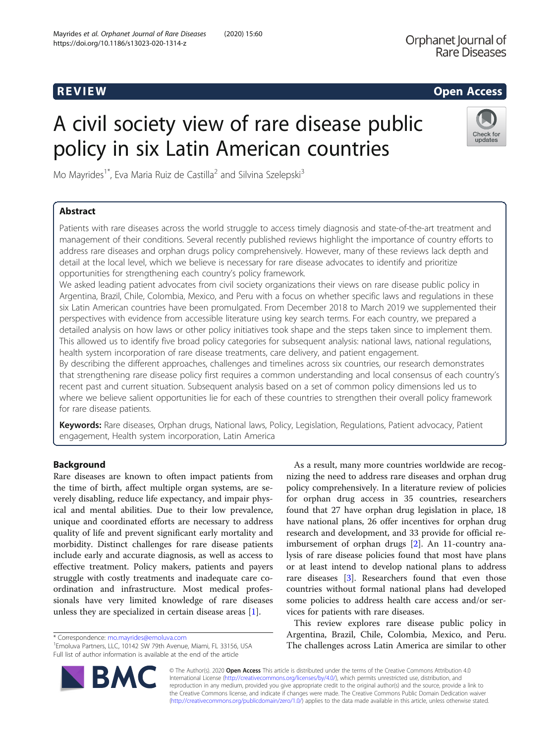REVIEW

Open Access

# A civil society view of rare disease public policy in six Latin American countries

Mo Mayrides[1*], Eva Maria Ruiz de Castilla[2] and Silvina Szelepski[3]

## Abstract

Patients with rare diseases across the world struggle to access timely diagnosis and state-of-the-art treatment and management of their conditions. Several recently published reviews highlight the importance of country efforts to address rare diseases and orphan drugs policy comprehensively. However, many of these reviews lack depth and detail at the local level, which we believe is necessary for rare disease advocates to identify and prioritize opportunities for strengthening each country's policy framework.

We asked leading patient advocates from civil society organizations their views on rare disease public policy in Argentina, Brazil, Chile, Colombia, Mexico, and Peru with a focus on whether specific laws and regulations in these six Latin American countries have been promulgated. From December 2018 to March 2019 we supplemented their perspectives with evidence from accessible literature using key search terms. For each country, we prepared a detailed analysis on how laws or other policy initiatives took shape and the steps taken since to implement them. This allowed us to identify five broad policy categories for subsequent analysis: national laws, national regulations, health system incorporation of rare disease treatments, care delivery, and patient engagement.

By describing the different approaches, challenges and timelines across six countries, our research demonstrates that strengthening rare disease policy first requires a common understanding and local consensus of each country's recent past and current situation. Subsequent analysis based on a set of common policy dimensions led us to where we believe salient opportunities lie for each of these countries to strengthen their overall policy framework for rare disease patients.

**Keywords:** Rare diseases, Orphan drugs, National laws, Policy, Legislation, Regulations, Patient advocacy, Patient engagement, Health system incorporation, Latin America

## Background

Rare diseases are known to often impact patients from the time of birth, affect multiple organ systems, are severely disabling, reduce life expectancy, and impair physical and mental abilities. Due to their low prevalence, unique and coordinated efforts are necessary to address quality of life and prevent significant early mortality and morbidity. Distinct challenges for rare disease patients include early and accurate diagnosis, as well as access to effective treatment. Policy makers, patients and payers struggle with costly treatments and inadequate care coordination and infrastructure. Most medical professionals have very limited knowledge of rare diseases unless they are specialized in certain disease areas [1].

As a result, many more countries worldwide are recognizing the need to address rare diseases and orphan drug policy comprehensively. In a literature review of policies for orphan drug access in 35 countries, researchers found that 27 have orphan drug legislation in place, 18 have national plans, 26 offer incentives for orphan drug research and development, and 33 provide for official reimbursement of orphan drugs [2]. An 11-country analysis of rare disease policies found that most have plans or at least intend to develop national plans to address rare diseases [3]. Researchers found that even those countries without formal national plans had developed some policies to address health care access and/or services for patients with rare diseases.

This review explores rare disease public policy in Argentina, Brazil, Chile, Colombia, Mexico, and Peru. The challenges across Latin America are similar to other

\* Correspondence: mo.mayrides@emoluva.com
[1]Emoluva Partners, LLC, 10142 SW 79th Avenue, Miami, FL 33156, USA
Full list of author information is available at the end of the article

© The Author(s). 2020 **Open Access** This article is distributed under the terms of the Creative Commons Attribution 4.0 International License (http://creativecommons.org/licenses/by/4.0/), which permits unrestricted use, distribution, and reproduction in any medium, provided you give appropriate credit to the original author(s) and the source, provide a link to the Creative Commons license, and indicate if changes were made. The Creative Commons Public Domain Dedication waiver (http://creativecommons.org/publicdomain/zero/1.0/) applies to the data made available in this article, unless otherwise stated.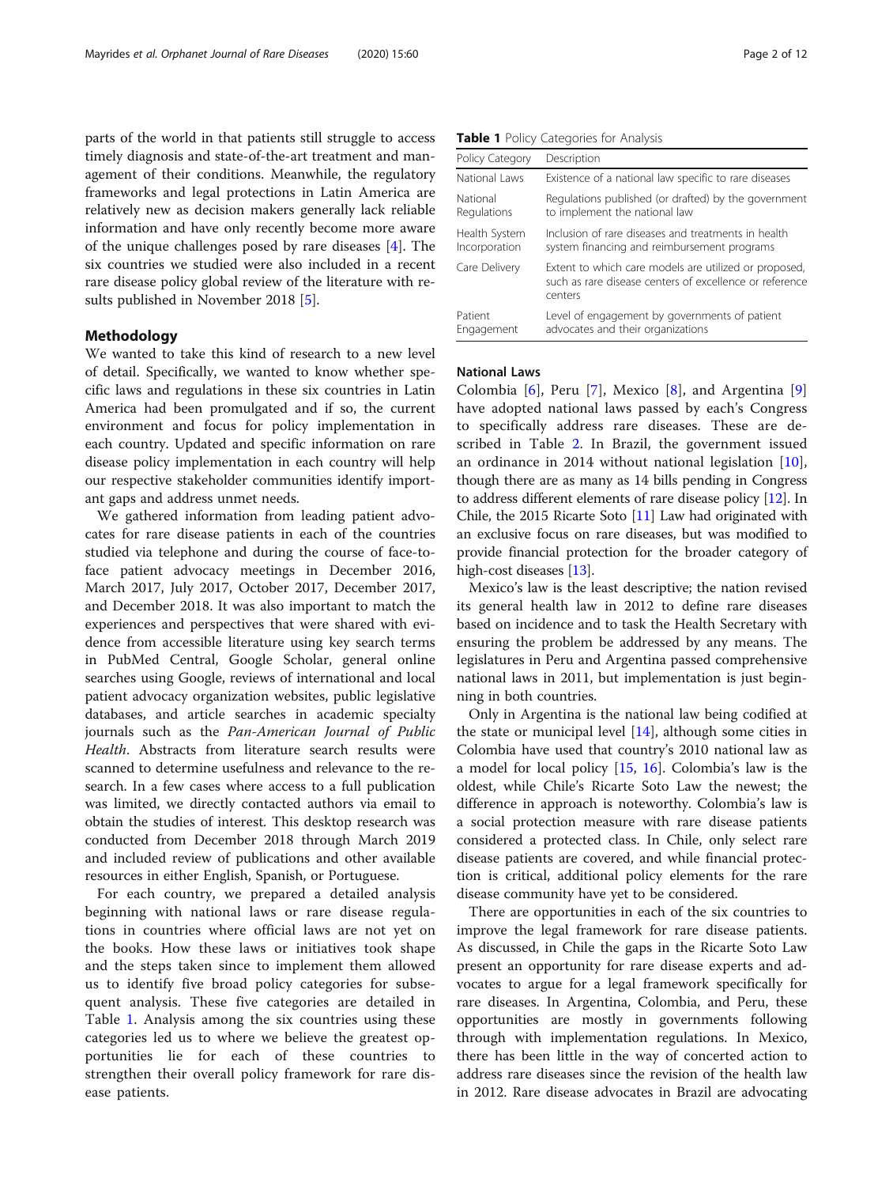parts of the world in that patients still struggle to access timely diagnosis and state-of-the-art treatment and management of their conditions. Meanwhile, the regulatory frameworks and legal protections in Latin America are relatively new as decision makers generally lack reliable information and have only recently become more aware of the unique challenges posed by rare diseases [4]. The six countries we studied were also included in a recent rare disease policy global review of the literature with results published in November 2018 [5].

## Methodology

We wanted to take this kind of research to a new level of detail. Specifically, we wanted to know whether specific laws and regulations in these six countries in Latin America had been promulgated and if so, the current environment and focus for policy implementation in each country. Updated and specific information on rare disease policy implementation in each country will help our respective stakeholder communities identify important gaps and address unmet needs.

We gathered information from leading patient advocates for rare disease patients in each of the countries studied via telephone and during the course of face-to-face patient advocacy meetings in December 2016, March 2017, July 2017, October 2017, December 2017, and December 2018. It was also important to match the experiences and perspectives that were shared with evidence from accessible literature using key search terms in PubMed Central, Google Scholar, general online searches using Google, reviews of international and local patient advocacy organization websites, public legislative databases, and article searches in academic specialty journals such as the *Pan-American Journal of Public Health*. Abstracts from literature search results were scanned to determine usefulness and relevance to the research. In a few cases where access to a full publication was limited, we directly contacted authors via email to obtain the studies of interest. This desktop research was conducted from December 2018 through March 2019 and included review of publications and other available resources in either English, Spanish, or Portuguese.

For each country, we prepared a detailed analysis beginning with national laws or rare disease regulations in countries where official laws are not yet on the books. How these laws or initiatives took shape and the steps taken since to implement them allowed us to identify five broad policy categories for subsequent analysis. These five categories are detailed in Table 1. Analysis among the six countries using these categories led us to where we believe the greatest opportunities lie for each of these countries to strengthen their overall policy framework for rare disease patients.

**Table 1** Policy Categories for Analysis

| Policy Category | Description |
|---|---|
| National Laws | Existence of a national law specific to rare diseases |
| National Regulations | Regulations published (or drafted) by the government to implement the national law |
| Health System Incorporation | Inclusion of rare diseases and treatments in health system financing and reimbursement programs |
| Care Delivery | Extent to which care models are utilized or proposed, such as rare disease centers of excellence or reference centers |
| Patient Engagement | Level of engagement by governments of patient advocates and their organizations |

### National Laws

Colombia [6], Peru [7], Mexico [8], and Argentina [9] have adopted national laws passed by each's Congress to specifically address rare diseases. These are described in Table 2. In Brazil, the government issued an ordinance in 2014 without national legislation [10], though there are as many as 14 bills pending in Congress to address different elements of rare disease policy [12]. In Chile, the 2015 Ricarte Soto [11] Law had originated with an exclusive focus on rare diseases, but was modified to provide financial protection for the broader category of high-cost diseases [13].

Mexico's law is the least descriptive; the nation revised its general health law in 2012 to define rare diseases based on incidence and to task the Health Secretary with ensuring the problem be addressed by any means. The legislatures in Peru and Argentina passed comprehensive national laws in 2011, but implementation is just beginning in both countries.

Only in Argentina is the national law being codified at the state or municipal level [14], although some cities in Colombia have used that country's 2010 national law as a model for local policy [15, 16]. Colombia's law is the oldest, while Chile's Ricarte Soto Law the newest; the difference in approach is noteworthy. Colombia's law is a social protection measure with rare disease patients considered a protected class. In Chile, only select rare disease patients are covered, and while financial protection is critical, additional policy elements for the rare disease community have yet to be considered.

There are opportunities in each of the six countries to improve the legal framework for rare disease patients. As discussed, in Chile the gaps in the Ricarte Soto Law present an opportunity for rare disease experts and advocates to argue for a legal framework specifically for rare diseases. In Argentina, Colombia, and Peru, these opportunities are mostly in governments following through with implementation regulations. In Mexico, there has been little in the way of concerted action to address rare diseases since the revision of the health law in 2012. Rare disease advocates in Brazil are advocating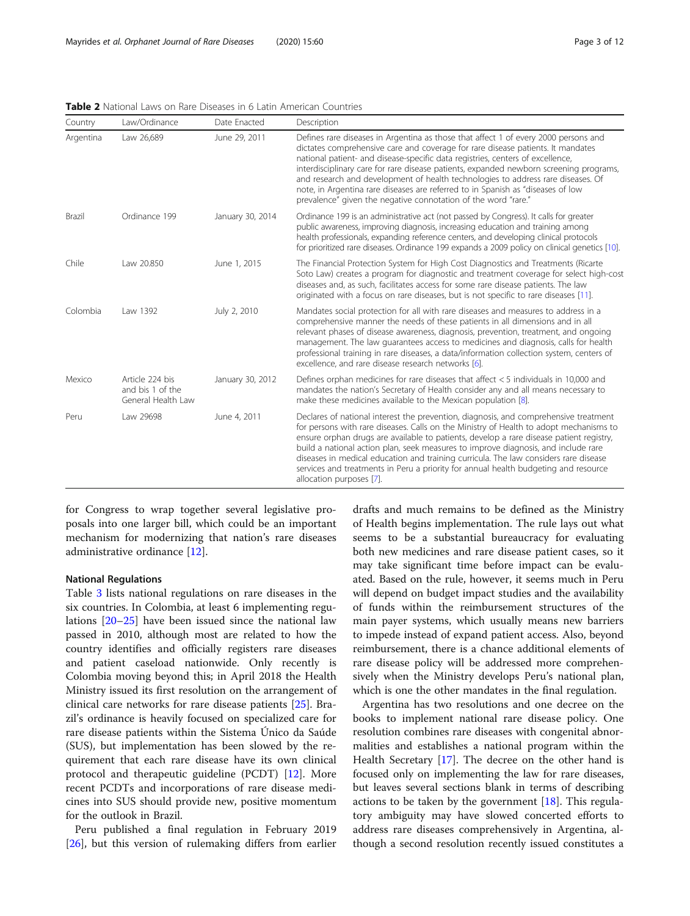**Table 2** National Laws on Rare Diseases in 6 Latin American Countries

| Country | Law/Ordinance | Date Enacted | Description |
| --- | --- | --- | --- |
| Argentina | Law 26,689 | June 29, 2011 | Defines rare diseases in Argentina as those that affect 1 of every 2000 persons and dictates comprehensive care and coverage for rare disease patients. It mandates national patient- and disease-specific data registries, centers of excellence, interdisciplinary care for rare disease patients, expanded newborn screening programs, and research and development of health technologies to address rare diseases. Of note, in Argentina rare diseases are referred to in Spanish as "diseases of low prevalence" given the negative connotation of the word "rare." |
| Brazil | Ordinance 199 | January 30, 2014 | Ordinance 199 is an administrative act (not passed by Congress). It calls for greater public awareness, improving diagnosis, increasing education and training among health professionals, expanding reference centers, and developing clinical protocols for prioritized rare diseases. Ordinance 199 expands a 2009 policy on clinical genetics [10]. |
| Chile | Law 20.850 | June 1, 2015 | The Financial Protection System for High Cost Diagnostics and Treatments (Ricarte Soto Law) creates a program for diagnostic and treatment coverage for select high-cost diseases and, as such, facilitates access for some rare disease patients. The law originated with a focus on rare diseases, but is not specific to rare diseases [11]. |
| Colombia | Law 1392 | July 2, 2010 | Mandates social protection for all with rare diseases and measures to address in a comprehensive manner the needs of these patients in all dimensions and in all relevant phases of disease awareness, diagnosis, prevention, treatment, and ongoing management. The law guarantees access to medicines and diagnosis, calls for health professional training in rare diseases, a data/information collection system, centers of excellence, and rare disease research networks [6]. |
| Mexico | Article 224 bis and bis 1 of the General Health Law | January 30, 2012 | Defines orphan medicines for rare diseases that affect < 5 individuals in 10,000 and mandates the nation's Secretary of Health consider any and all means necessary to make these medicines available to the Mexican population [8]. |
| Peru | Law 29698 | June 4, 2011 | Declares of national interest the prevention, diagnosis, and comprehensive treatment for persons with rare diseases. Calls on the Ministry of Health to adopt mechanisms to ensure orphan drugs are available to patients, develop a rare disease patient registry, build a national action plan, seek measures to improve diagnosis, and include rare diseases in medical education and training curricula. The law considers rare disease services and treatments in Peru a priority for annual health budgeting and resource allocation purposes [7]. |

for Congress to wrap together several legislative proposals into one larger bill, which could be an important mechanism for modernizing that nation's rare diseases administrative ordinance [12].

#### National Regulations

Table 3 lists national regulations on rare diseases in the six countries. In Colombia, at least 6 implementing regulations [20–25] have been issued since the national law passed in 2010, although most are related to how the country identifies and officially registers rare diseases and patient caseload nationwide. Only recently is Colombia moving beyond this; in April 2018 the Health Ministry issued its first resolution on the arrangement of clinical care networks for rare disease patients [25]. Brazil's ordinance is heavily focused on specialized care for rare disease patients within the Sistema Único da Saúde (SUS), but implementation has been slowed by the requirement that each rare disease have its own clinical protocol and therapeutic guideline (PCDT) [12]. More recent PCDTs and incorporations of rare disease medicines into SUS should provide new, positive momentum for the outlook in Brazil.

Peru published a final regulation in February 2019 [26], but this version of rulemaking differs from earlier drafts and much remains to be defined as the Ministry of Health begins implementation. The rule lays out what seems to be a substantial bureaucracy for evaluating both new medicines and rare disease patient cases, so it may take significant time before impact can be evaluated. Based on the rule, however, it seems much in Peru will depend on budget impact studies and the availability of funds within the reimbursement structures of the main payer systems, which usually means new barriers to impede instead of expand patient access. Also, beyond reimbursement, there is a chance additional elements of rare disease policy will be addressed more comprehensively when the Ministry develops Peru's national plan, which is one the other mandates in the final regulation.

Argentina has two resolutions and one decree on the books to implement national rare disease policy. One resolution combines rare diseases with congenital abnormalities and establishes a national program within the Health Secretary [17]. The decree on the other hand is focused only on implementing the law for rare diseases, but leaves several sections blank in terms of describing actions to be taken by the government [18]. This regulatory ambiguity may have slowed concerted efforts to address rare diseases comprehensively in Argentina, although a second resolution recently issued constitutes a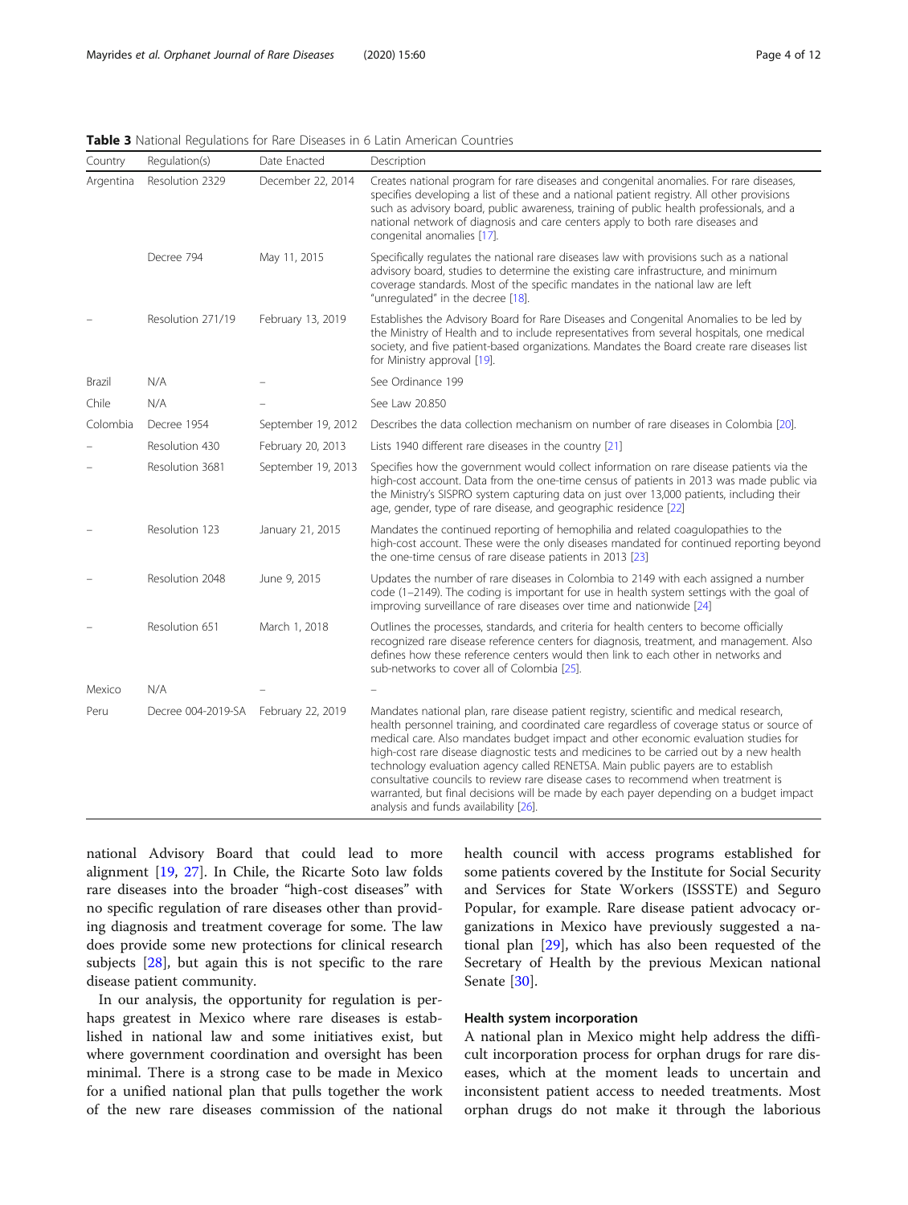**Table 3** National Regulations for Rare Diseases in 6 Latin American Countries

| Country | Regulation(s) | Date Enacted | Description |
|---|---|---|---|
| Argentina | Resolution 2329 | December 22, 2014 | Creates national program for rare diseases and congenital anomalies. For rare diseases, specifies developing a list of these and a national patient registry. All other provisions such as advisory board, public awareness, training of public health professionals, and a national network of diagnosis and care centers apply to both rare diseases and congenital anomalies [17]. |
| | Decree 794 | May 11, 2015 | Specifically regulates the national rare diseases law with provisions such as a national advisory board, studies to determine the existing care infrastructure, and minimum coverage standards. Most of the specific mandates in the national law are left "unregulated" in the decree [18]. |
| – | Resolution 271/19 | February 13, 2019 | Establishes the Advisory Board for Rare Diseases and Congenital Anomalies to be led by the Ministry of Health and to include representatives from several hospitals, one medical society, and five patient-based organizations. Mandates the Board create rare diseases list for Ministry approval [19]. |
| Brazil | N/A | – | See Ordinance 199 |
| Chile | N/A | – | See Law 20.850 |
| Colombia | Decree 1954 | September 19, 2012 | Describes the data collection mechanism on number of rare diseases in Colombia [20]. |
| – | Resolution 430 | February 20, 2013 | Lists 1940 different rare diseases in the country [21] |
| – | Resolution 3681 | September 19, 2013 | Specifies how the government would collect information on rare disease patients via the high-cost account. Data from the one-time census of patients in 2013 was made public via the Ministry's SISPRO system capturing data on just over 13,000 patients, including their age, gender, type of rare disease, and geographic residence [22] |
| – | Resolution 123 | January 21, 2015 | Mandates the continued reporting of hemophilia and related coagulopathies to the high-cost account. These were the only diseases mandated for continued reporting beyond the one-time census of rare disease patients in 2013 [23] |
| – | Resolution 2048 | June 9, 2015 | Updates the number of rare diseases in Colombia to 2149 with each assigned a number code (1–2149). The coding is important for use in health system settings with the goal of improving surveillance of rare diseases over time and nationwide [24] |
| – | Resolution 651 | March 1, 2018 | Outlines the processes, standards, and criteria for health centers to become officially recognized rare disease reference centers for diagnosis, treatment, and management. Also defines how these reference centers would then link to each other in networks and sub-networks to cover all of Colombia [25]. |
| Mexico | N/A | – | – |
| Peru | Decree 004-2019-SA | February 22, 2019 | Mandates national plan, rare disease patient registry, scientific and medical research, health personnel training, and coordinated care regardless of coverage status or source of medical care. Also mandates budget impact and other economic evaluation studies for high-cost rare disease diagnostic tests and medicines to be carried out by a new health technology evaluation agency called RENETSA. Main public payers are to establish consultative councils to review rare disease cases to recommend when treatment is warranted, but final decisions will be made by each payer depending on a budget impact analysis and funds availability [26]. |

national Advisory Board that could lead to more alignment [19, 27]. In Chile, the Ricarte Soto law folds rare diseases into the broader "high-cost diseases" with no specific regulation of rare diseases other than providing diagnosis and treatment coverage for some. The law does provide some new protections for clinical research subjects [28], but again this is not specific to the rare disease patient community.

In our analysis, the opportunity for regulation is perhaps greatest in Mexico where rare diseases is established in national law and some initiatives exist, but where government coordination and oversight has been minimal. There is a strong case to be made in Mexico for a unified national plan that pulls together the work of the new rare diseases commission of the national health council with access programs established for some patients covered by the Institute for Social Security and Services for State Workers (ISSSTE) and Seguro Popular, for example. Rare disease patient advocacy organizations in Mexico have previously suggested a national plan [29], which has also been requested of the Secretary of Health by the previous Mexican national Senate [30].

### Health system incorporation

A national plan in Mexico might help address the difficult incorporation process for orphan drugs for rare diseases, which at the moment leads to uncertain and inconsistent patient access to needed treatments. Most orphan drugs do not make it through the laborious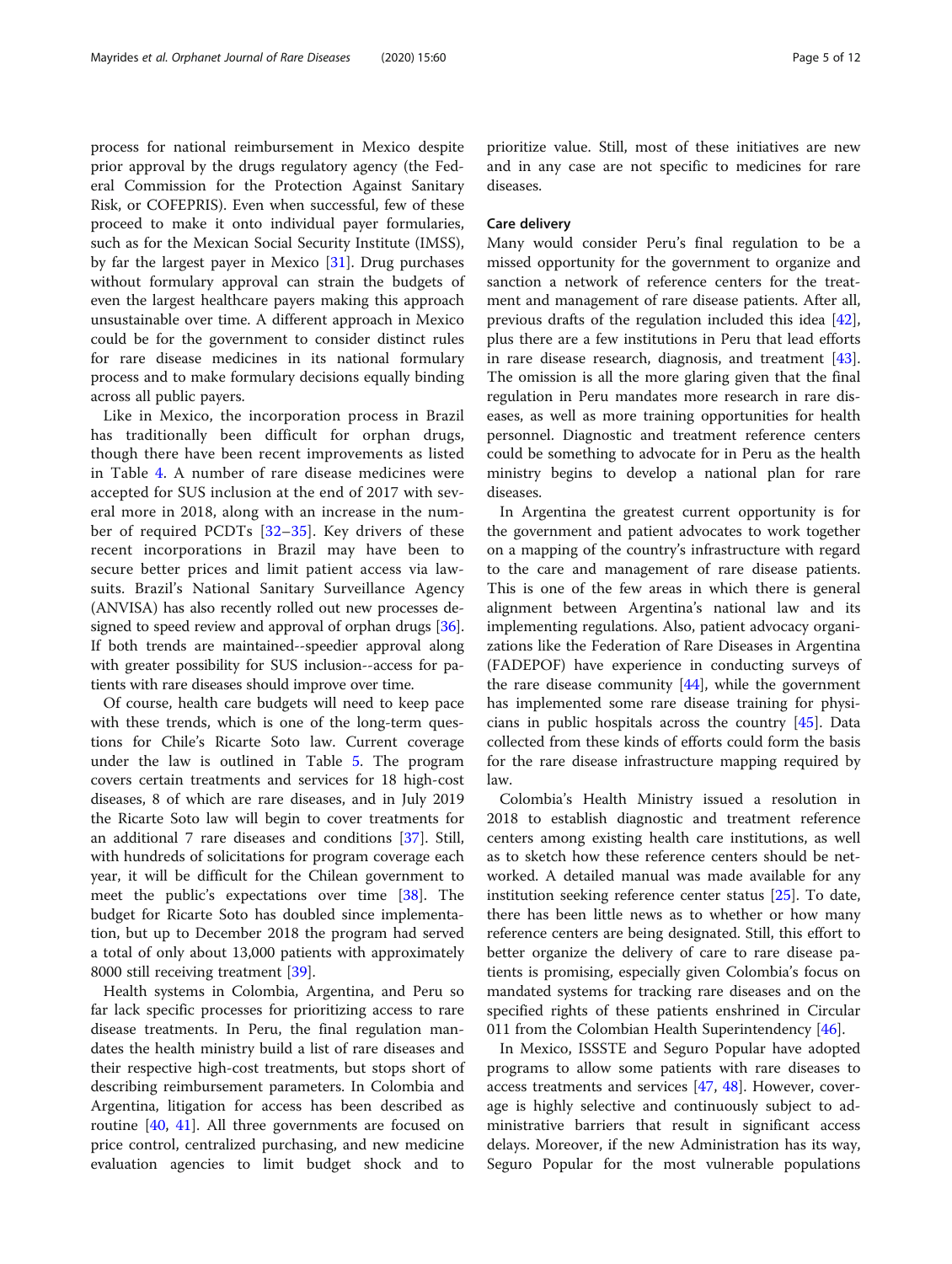process for national reimbursement in Mexico despite prior approval by the drugs regulatory agency (the Federal Commission for the Protection Against Sanitary Risk, or COFEPRIS). Even when successful, few of these proceed to make it onto individual payer formularies, such as for the Mexican Social Security Institute (IMSS), by far the largest payer in Mexico [31]. Drug purchases without formulary approval can strain the budgets of even the largest healthcare payers making this approach unsustainable over time. A different approach in Mexico could be for the government to consider distinct rules for rare disease medicines in its national formulary process and to make formulary decisions equally binding across all public payers.

Like in Mexico, the incorporation process in Brazil has traditionally been difficult for orphan drugs, though there have been recent improvements as listed in Table 4. A number of rare disease medicines were accepted for SUS inclusion at the end of 2017 with several more in 2018, along with an increase in the number of required PCDTs [32–35]. Key drivers of these recent incorporations in Brazil may have been to secure better prices and limit patient access via lawsuits. Brazil's National Sanitary Surveillance Agency (ANVISA) has also recently rolled out new processes designed to speed review and approval of orphan drugs [36]. If both trends are maintained--speedier approval along with greater possibility for SUS inclusion--access for patients with rare diseases should improve over time.

Of course, health care budgets will need to keep pace with these trends, which is one of the long-term questions for Chile's Ricarte Soto law. Current coverage under the law is outlined in Table 5. The program covers certain treatments and services for 18 high-cost diseases, 8 of which are rare diseases, and in July 2019 the Ricarte Soto law will begin to cover treatments for an additional 7 rare diseases and conditions [37]. Still, with hundreds of solicitations for program coverage each year, it will be difficult for the Chilean government to meet the public's expectations over time [38]. The budget for Ricarte Soto has doubled since implementation, but up to December 2018 the program had served a total of only about 13,000 patients with approximately 8000 still receiving treatment [39].

Health systems in Colombia, Argentina, and Peru so far lack specific processes for prioritizing access to rare disease treatments. In Peru, the final regulation mandates the health ministry build a list of rare diseases and their respective high-cost treatments, but stops short of describing reimbursement parameters. In Colombia and Argentina, litigation for access has been described as routine [40, 41]. All three governments are focused on price control, centralized purchasing, and new medicine evaluation agencies to limit budget shock and to prioritize value. Still, most of these initiatives are new and in any case are not specific to medicines for rare diseases.

### Care delivery

Many would consider Peru's final regulation to be a missed opportunity for the government to organize and sanction a network of reference centers for the treatment and management of rare disease patients. After all, previous drafts of the regulation included this idea [42], plus there are a few institutions in Peru that lead efforts in rare disease research, diagnosis, and treatment [43]. The omission is all the more glaring given that the final regulation in Peru mandates more research in rare diseases, as well as more training opportunities for health personnel. Diagnostic and treatment reference centers could be something to advocate for in Peru as the health ministry begins to develop a national plan for rare diseases.

In Argentina the greatest current opportunity is for the government and patient advocates to work together on a mapping of the country's infrastructure with regard to the care and management of rare disease patients. This is one of the few areas in which there is general alignment between Argentina's national law and its implementing regulations. Also, patient advocacy organizations like the Federation of Rare Diseases in Argentina (FADEPOF) have experience in conducting surveys of the rare disease community [44], while the government has implemented some rare disease training for physicians in public hospitals across the country [45]. Data collected from these kinds of efforts could form the basis for the rare disease infrastructure mapping required by law.

Colombia's Health Ministry issued a resolution in 2018 to establish diagnostic and treatment reference centers among existing health care institutions, as well as to sketch how these reference centers should be networked. A detailed manual was made available for any institution seeking reference center status [25]. To date, there has been little news as to whether or how many reference centers are being designated. Still, this effort to better organize the delivery of care to rare disease patients is promising, especially given Colombia's focus on mandated systems for tracking rare diseases and on the specified rights of these patients enshrined in Circular 011 from the Colombian Health Superintendency [46].

In Mexico, ISSSTE and Seguro Popular have adopted programs to allow some patients with rare diseases to access treatments and services [47, 48]. However, coverage is highly selective and continuously subject to administrative barriers that result in significant access delays. Moreover, if the new Administration has its way, Seguro Popular for the most vulnerable populations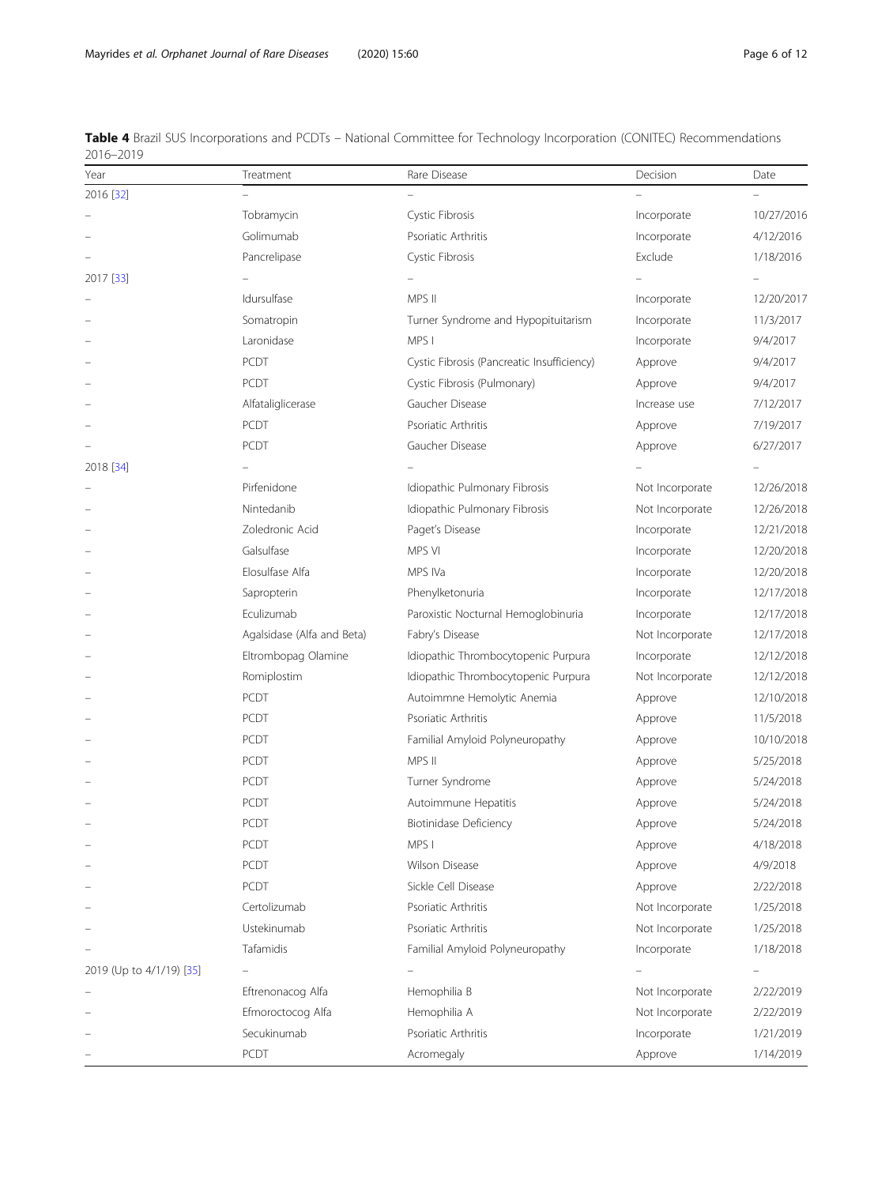**Table 4** Brazil SUS Incorporations and PCDTs – National Committee for Technology Incorporation (CONITEC) Recommendations 2016–2019

| Year | Treatment | Rare Disease | Decision | Date |
| --- | --- | --- | --- | --- |
| 2016 [32] | – | – | – | – |
| – | Tobramycin | Cystic Fibrosis | Incorporate | 10/27/2016 |
| – | Golimumab | Psoriatic Arthritis | Incorporate | 4/12/2016 |
| – | Pancrelipase | Cystic Fibrosis | Exclude | 1/18/2016 |
| 2017 [33] | – | – | – | – |
| – | Idursulfase | MPS II | Incorporate | 12/20/2017 |
| – | Somatropin | Turner Syndrome and Hypopituitarism | Incorporate | 11/3/2017 |
| – | Laronidase | MPS I | Incorporate | 9/4/2017 |
| – | PCDT | Cystic Fibrosis (Pancreatic Insufficiency) | Approve | 9/4/2017 |
| – | PCDT | Cystic Fibrosis (Pulmonary) | Approve | 9/4/2017 |
| – | Alfataliglicerase | Gaucher Disease | Increase use | 7/12/2017 |
| – | PCDT | Psoriatic Arthritis | Approve | 7/19/2017 |
| – | PCDT | Gaucher Disease | Approve | 6/27/2017 |
| 2018 [34] | – | – | – | – |
| – | Pirfenidone | Idiopathic Pulmonary Fibrosis | Not Incorporate | 12/26/2018 |
| – | Nintedanib | Idiopathic Pulmonary Fibrosis | Not Incorporate | 12/26/2018 |
| – | Zoledronic Acid | Paget's Disease | Incorporate | 12/21/2018 |
| – | Galsulfase | MPS VI | Incorporate | 12/20/2018 |
| – | Elosulfase Alfa | MPS IVa | Incorporate | 12/20/2018 |
| – | Sapropterin | Phenylketonuria | Incorporate | 12/17/2018 |
| – | Eculizumab | Paroxistic Nocturnal Hemoglobinuria | Incorporate | 12/17/2018 |
| – | Agalsidase (Alfa and Beta) | Fabry's Disease | Not Incorporate | 12/17/2018 |
| – | Eltrombopag Olamine | Idiopathic Thrombocytopenic Purpura | Incorporate | 12/12/2018 |
| – | Romiplostim | Idiopathic Thrombocytopenic Purpura | Not Incorporate | 12/12/2018 |
| – | PCDT | Autoimmne Hemolytic Anemia | Approve | 12/10/2018 |
| – | PCDT | Psoriatic Arthritis | Approve | 11/5/2018 |
| – | PCDT | Familial Amyloid Polyneuropathy | Approve | 10/10/2018 |
| – | PCDT | MPS II | Approve | 5/25/2018 |
| – | PCDT | Turner Syndrome | Approve | 5/24/2018 |
| – | PCDT | Autoimmune Hepatitis | Approve | 5/24/2018 |
| – | PCDT | Biotinidase Deficiency | Approve | 5/24/2018 |
| – | PCDT | MPS I | Approve | 4/18/2018 |
| – | PCDT | Wilson Disease | Approve | 4/9/2018 |
| – | PCDT | Sickle Cell Disease | Approve | 2/22/2018 |
| – | Certolizumab | Psoriatic Arthritis | Not Incorporate | 1/25/2018 |
| – | Ustekinumab | Psoriatic Arthritis | Not Incorporate | 1/25/2018 |
| – | Tafamidis | Familial Amyloid Polyneuropathy | Incorporate | 1/18/2018 |
| 2019 (Up to 4/1/19) [35] | – | – | – | – |
| – | Eftrenonacog Alfa | Hemophilia B | Not Incorporate | 2/22/2019 |
| – | Efmoroctocog Alfa | Hemophilia A | Not Incorporate | 2/22/2019 |
| – | Secukinumab | Psoriatic Arthritis | Incorporate | 1/21/2019 |
| – | PCDT | Acromegaly | Approve | 1/14/2019 |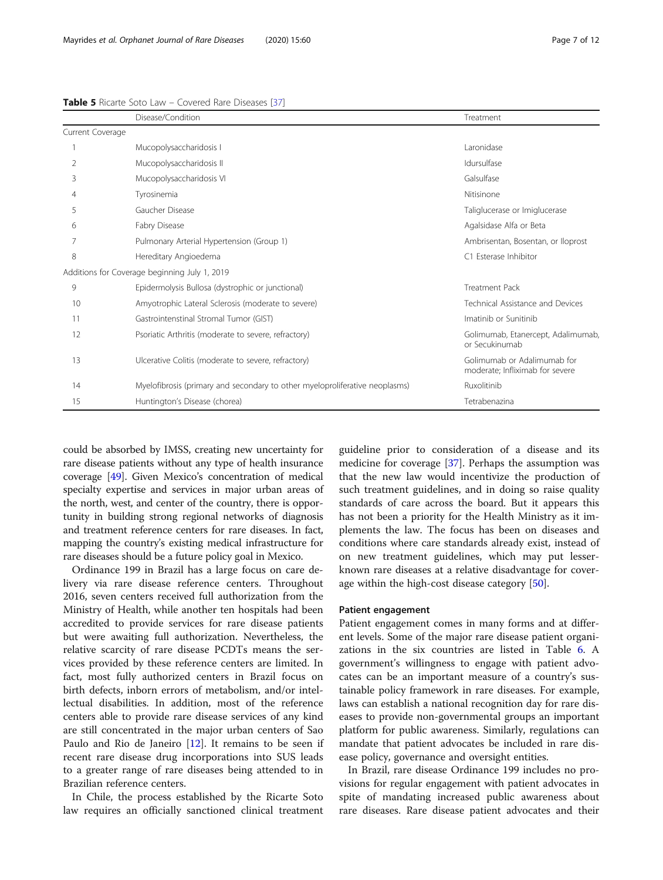**Table 5** Ricarte Soto Law – Covered Rare Diseases [37]

| | Disease/Condition | Treatment |
|---|---|---|
| Current Coverage | | |
| 1 | Mucopolysaccharidosis I | Laronidase |
| 2 | Mucopolysaccharidosis II | Idursulfase |
| 3 | Mucopolysaccharidosis VI | Galsulfase |
| 4 | Tyrosinemia | Nitisinone |
| 5 | Gaucher Disease | Taliglucerase or Imiglucerase |
| 6 | Fabry Disease | Agalsidase Alfa or Beta |
| 7 | Pulmonary Arterial Hypertension (Group 1) | Ambrisentan, Bosentan, or Iloprost |
| 8 | Hereditary Angioedema | C1 Esterase Inhibitor |
| Additions for Coverage beginning July 1, 2019 | | |
| 9 | Epidermolysis Bullosa (dystrophic or junctional) | Treatment Pack |
| 10 | Amyotrophic Lateral Sclerosis (moderate to severe) | Technical Assistance and Devices |
| 11 | Gastrointenstinal Stromal Tumor (GIST) | Imatinib or Sunitinib |
| 12 | Psoriatic Arthritis (moderate to severe, refractory) | Golimumab, Etanercept, Adalimumab, or Secukinumab |
| 13 | Ulcerative Colitis (moderate to severe, refractory) | Golimumab or Adalimumab for moderate; Infliximab for severe |
| 14 | Myelofibrosis (primary and secondary to other myeloproliferative neoplasms) | Ruxolitinib |
| 15 | Huntington's Disease (chorea) | Tetrabenazina |

could be absorbed by IMSS, creating new uncertainty for rare disease patients without any type of health insurance coverage [49]. Given Mexico's concentration of medical specialty expertise and services in major urban areas of the north, west, and center of the country, there is opportunity in building strong regional networks of diagnosis and treatment reference centers for rare diseases. In fact, mapping the country's existing medical infrastructure for rare diseases should be a future policy goal in Mexico.

Ordinance 199 in Brazil has a large focus on care delivery via rare disease reference centers. Throughout 2016, seven centers received full authorization from the Ministry of Health, while another ten hospitals had been accredited to provide services for rare disease patients but were awaiting full authorization. Nevertheless, the relative scarcity of rare disease PCDTs means the services provided by these reference centers are limited. In fact, most fully authorized centers in Brazil focus on birth defects, inborn errors of metabolism, and/or intellectual disabilities. In addition, most of the reference centers able to provide rare disease services of any kind are still concentrated in the major urban centers of Sao Paulo and Rio de Janeiro [12]. It remains to be seen if recent rare disease drug incorporations into SUS leads to a greater range of rare diseases being attended to in Brazilian reference centers.

In Chile, the process established by the Ricarte Soto law requires an officially sanctioned clinical treatment guideline prior to consideration of a disease and its medicine for coverage [37]. Perhaps the assumption was that the new law would incentivize the production of such treatment guidelines, and in doing so raise quality standards of care across the board. But it appears this has not been a priority for the Health Ministry as it implements the law. The focus has been on diseases and conditions where care standards already exist, instead of on new treatment guidelines, which may put lesser-known rare diseases at a relative disadvantage for coverage within the high-cost disease category [50].

#### Patient engagement

Patient engagement comes in many forms and at different levels. Some of the major rare disease patient organizations in the six countries are listed in Table 6. A government's willingness to engage with patient advocates can be an important measure of a country's sustainable policy framework in rare diseases. For example, laws can establish a national recognition day for rare diseases to provide non-governmental groups an important platform for public awareness. Similarly, regulations can mandate that patient advocates be included in rare disease policy, governance and oversight entities.

In Brazil, rare disease Ordinance 199 includes no provisions for regular engagement with patient advocates in spite of mandating increased public awareness about rare diseases. Rare disease patient advocates and their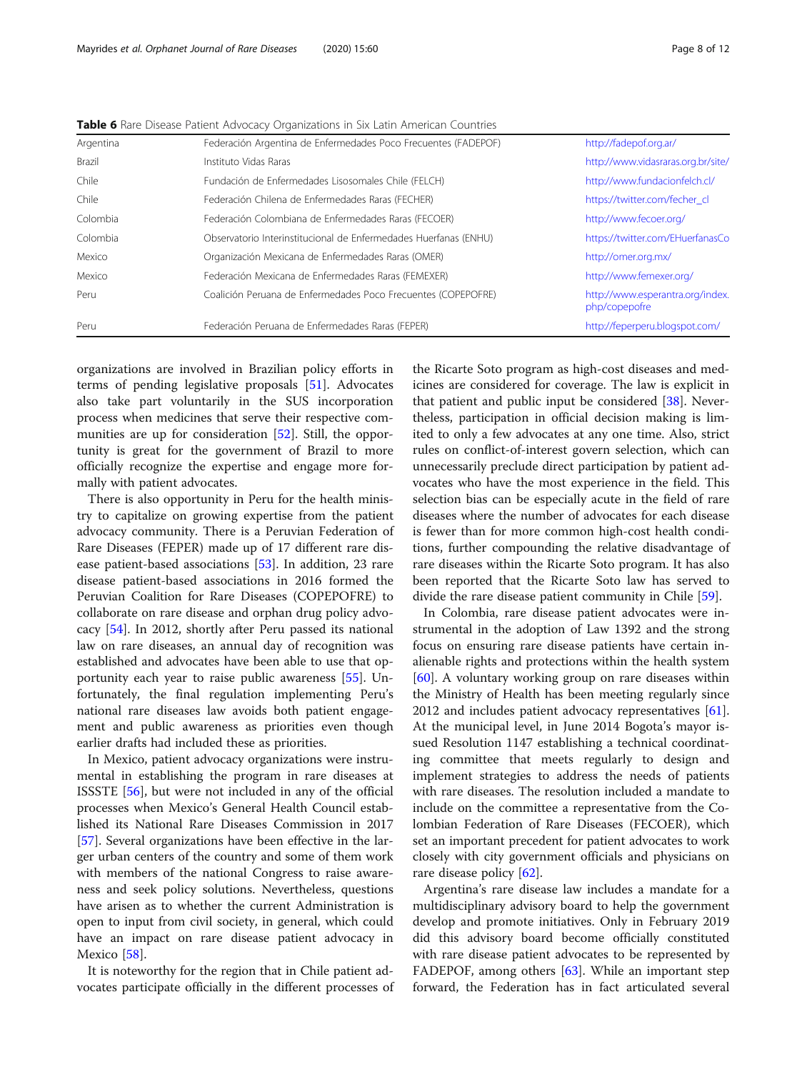**Table 6** Rare Disease Patient Advocacy Organizations in Six Latin American Countries

| | | |
|---|---|---|
| Argentina | Federación Argentina de Enfermedades Poco Frecuentes (FADEPOF) | http://fadepof.org.ar/ |
| Brazil | Instituto Vidas Raras | http://www.vidasraras.org.br/site/ |
| Chile | Fundación de Enfermedades Lisosomales Chile (FELCH) | http://www.fundacionfelch.cl/ |
| Chile | Federación Chilena de Enfermedades Raras (FECHER) | https://twitter.com/fecher_cl |
| Colombia | Federación Colombiana de Enfermedades Raras (FECOER) | http://www.fecoer.org/ |
| Colombia | Observatorio Interinstitucional de Enfermedades Huerfanas (ENHU) | https://twitter.com/EHuerfanasCo |
| Mexico | Organización Mexicana de Enfermedades Raras (OMER) | http://omer.org.mx/ |
| Mexico | Federación Mexicana de Enfermedades Raras (FEMEXER) | http://www.femexer.org/ |
| Peru | Coalición Peruana de Enfermedades Poco Frecuentes (COPEPOFRE) | http://www.esperantra.org/index.php/copepofre |
| Peru | Federación Peruana de Enfermedades Raras (FEPER) | http://feperperu.blogspot.com/ |

organizations are involved in Brazilian policy efforts in terms of pending legislative proposals [51]. Advocates also take part voluntarily in the SUS incorporation process when medicines that serve their respective communities are up for consideration [52]. Still, the opportunity is great for the government of Brazil to more officially recognize the expertise and engage more formally with patient advocates.

There is also opportunity in Peru for the health ministry to capitalize on growing expertise from the patient advocacy community. There is a Peruvian Federation of Rare Diseases (FEPER) made up of 17 different rare disease patient-based associations [53]. In addition, 23 rare disease patient-based associations in 2016 formed the Peruvian Coalition for Rare Diseases (COPEPOFRE) to collaborate on rare disease and orphan drug policy advocacy [54]. In 2012, shortly after Peru passed its national law on rare diseases, an annual day of recognition was established and advocates have been able to use that opportunity each year to raise public awareness [55]. Unfortunately, the final regulation implementing Peru's national rare diseases law avoids both patient engagement and public awareness as priorities even though earlier drafts had included these as priorities.

In Mexico, patient advocacy organizations were instrumental in establishing the program in rare diseases at ISSSTE [56], but were not included in any of the official processes when Mexico's General Health Council established its National Rare Diseases Commission in 2017 [57]. Several organizations have been effective in the larger urban centers of the country and some of them work with members of the national Congress to raise awareness and seek policy solutions. Nevertheless, questions have arisen as to whether the current Administration is open to input from civil society, in general, which could have an impact on rare disease patient advocacy in Mexico [58].

It is noteworthy for the region that in Chile patient advocates participate officially in the different processes of the Ricarte Soto program as high-cost diseases and medicines are considered for coverage. The law is explicit in that patient and public input be considered [38]. Nevertheless, participation in official decision making is limited to only a few advocates at any one time. Also, strict rules on conflict-of-interest govern selection, which can unnecessarily preclude direct participation by patient advocates who have the most experience in the field. This selection bias can be especially acute in the field of rare diseases where the number of advocates for each disease is fewer than for more common high-cost health conditions, further compounding the relative disadvantage of rare diseases within the Ricarte Soto program. It has also been reported that the Ricarte Soto law has served to divide the rare disease patient community in Chile [59].

In Colombia, rare disease patient advocates were instrumental in the adoption of Law 1392 and the strong focus on ensuring rare disease patients have certain inalienable rights and protections within the health system [60]. A voluntary working group on rare diseases within the Ministry of Health has been meeting regularly since 2012 and includes patient advocacy representatives [61]. At the municipal level, in June 2014 Bogota's mayor issued Resolution 1147 establishing a technical coordinating committee that meets regularly to design and implement strategies to address the needs of patients with rare diseases. The resolution included a mandate to include on the committee a representative from the Colombian Federation of Rare Diseases (FECOER), which set an important precedent for patient advocates to work closely with city government officials and physicians on rare disease policy [62].

Argentina's rare disease law includes a mandate for a multidisciplinary advisory board to help the government develop and promote initiatives. Only in February 2019 did this advisory board become officially constituted with rare disease patient advocates to be represented by FADEPOF, among others [63]. While an important step forward, the Federation has in fact articulated several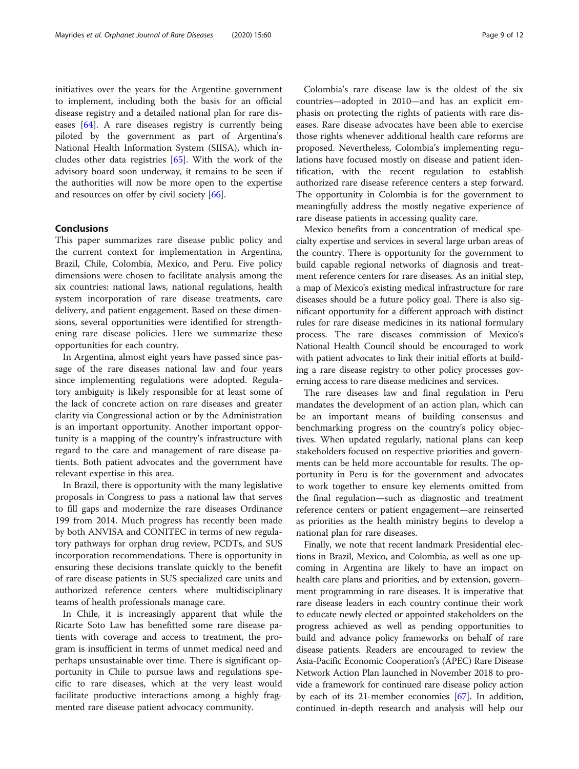initiatives over the years for the Argentine government to implement, including both the basis for an official disease registry and a detailed national plan for rare diseases [64]. A rare diseases registry is currently being piloted by the government as part of Argentina's National Health Information System (SIISA), which includes other data registries [65]. With the work of the advisory board soon underway, it remains to be seen if the authorities will now be more open to the expertise and resources on offer by civil society [66].

## Conclusions

This paper summarizes rare disease public policy and the current context for implementation in Argentina, Brazil, Chile, Colombia, Mexico, and Peru. Five policy dimensions were chosen to facilitate analysis among the six countries: national laws, national regulations, health system incorporation of rare disease treatments, care delivery, and patient engagement. Based on these dimensions, several opportunities were identified for strengthening rare disease policies. Here we summarize these opportunities for each country.

In Argentina, almost eight years have passed since passage of the rare diseases national law and four years since implementing regulations were adopted. Regulatory ambiguity is likely responsible for at least some of the lack of concrete action on rare diseases and greater clarity via Congressional action or by the Administration is an important opportunity. Another important opportunity is a mapping of the country's infrastructure with regard to the care and management of rare disease patients. Both patient advocates and the government have relevant expertise in this area.

In Brazil, there is opportunity with the many legislative proposals in Congress to pass a national law that serves to fill gaps and modernize the rare diseases Ordinance 199 from 2014. Much progress has recently been made by both ANVISA and CONITEC in terms of new regulatory pathways for orphan drug review, PCDTs, and SUS incorporation recommendations. There is opportunity in ensuring these decisions translate quickly to the benefit of rare disease patients in SUS specialized care units and authorized reference centers where multidisciplinary teams of health professionals manage care.

In Chile, it is increasingly apparent that while the Ricarte Soto Law has benefitted some rare disease patients with coverage and access to treatment, the program is insufficient in terms of unmet medical need and perhaps unsustainable over time. There is significant opportunity in Chile to pursue laws and regulations specific to rare diseases, which at the very least would facilitate productive interactions among a highly fragmented rare disease patient advocacy community.

Colombia's rare disease law is the oldest of the six countries—adopted in 2010—and has an explicit emphasis on protecting the rights of patients with rare diseases. Rare disease advocates have been able to exercise those rights whenever additional health care reforms are proposed. Nevertheless, Colombia's implementing regulations have focused mostly on disease and patient identification, with the recent regulation to establish authorized rare disease reference centers a step forward. The opportunity in Colombia is for the government to meaningfully address the mostly negative experience of rare disease patients in accessing quality care.

Mexico benefits from a concentration of medical specialty expertise and services in several large urban areas of the country. There is opportunity for the government to build capable regional networks of diagnosis and treatment reference centers for rare diseases. As an initial step, a map of Mexico's existing medical infrastructure for rare diseases should be a future policy goal. There is also significant opportunity for a different approach with distinct rules for rare disease medicines in its national formulary process. The rare diseases commission of Mexico's National Health Council should be encouraged to work with patient advocates to link their initial efforts at building a rare disease registry to other policy processes governing access to rare disease medicines and services.

The rare diseases law and final regulation in Peru mandates the development of an action plan, which can be an important means of building consensus and benchmarking progress on the country's policy objectives. When updated regularly, national plans can keep stakeholders focused on respective priorities and governments can be held more accountable for results. The opportunity in Peru is for the government and advocates to work together to ensure key elements omitted from the final regulation—such as diagnostic and treatment reference centers or patient engagement—are reinserted as priorities as the health ministry begins to develop a national plan for rare diseases.

Finally, we note that recent landmark Presidential elections in Brazil, Mexico, and Colombia, as well as one upcoming in Argentina are likely to have an impact on health care plans and priorities, and by extension, government programming in rare diseases. It is imperative that rare disease leaders in each country continue their work to educate newly elected or appointed stakeholders on the progress achieved as well as pending opportunities to build and advance policy frameworks on behalf of rare disease patients. Readers are encouraged to review the Asia-Pacific Economic Cooperation's (APEC) Rare Disease Network Action Plan launched in November 2018 to provide a framework for continued rare disease policy action by each of its 21-member economies [67]. In addition, continued in-depth research and analysis will help our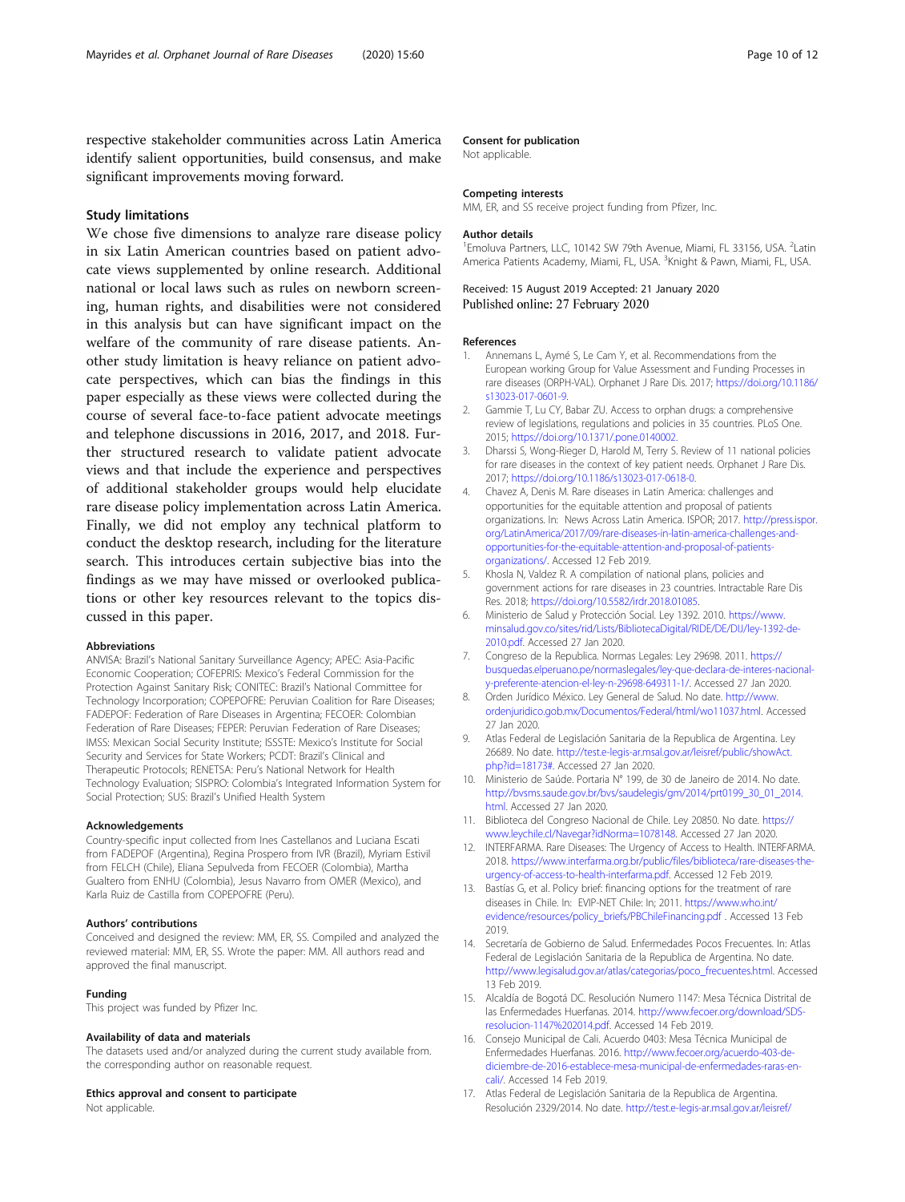respective stakeholder communities across Latin America identify salient opportunities, build consensus, and make significant improvements moving forward.

## Study limitations

We chose five dimensions to analyze rare disease policy in six Latin American countries based on patient advocate views supplemented by online research. Additional national or local laws such as rules on newborn screening, human rights, and disabilities were not considered in this analysis but can have significant impact on the welfare of the community of rare disease patients. Another study limitation is heavy reliance on patient advocate perspectives, which can bias the findings in this paper especially as these views were collected during the course of several face-to-face patient advocate meetings and telephone discussions in 2016, 2017, and 2018. Further structured research to validate patient advocate views and that include the experience and perspectives of additional stakeholder groups would help elucidate rare disease policy implementation across Latin America. Finally, we did not employ any technical platform to conduct the desktop research, including for the literature search. This introduces certain subjective bias into the findings as we may have missed or overlooked publications or other key resources relevant to the topics discussed in this paper.

### Abbreviations

ANVISA: Brazil's National Sanitary Surveillance Agency; APEC: Asia-Pacific Economic Cooperation; COFEPRIS: Mexico's Federal Commission for the Protection Against Sanitary Risk; CONITEC: Brazil's National Committee for Technology Incorporation; COPEPOFRE: Peruvian Coalition for Rare Diseases; FADEPOF: Federation of Rare Diseases in Argentina; FECOER: Colombian Federation of Rare Diseases; FEPER: Peruvian Federation of Rare Diseases; IMSS: Mexican Social Security Institute; ISSSTE: Mexico's Institute for Social Security and Services for State Workers; PCDT: Brazil's Clinical and Therapeutic Protocols; RENETSA: Peru's National Network for Health Technology Evaluation; SISPRO: Colombia's Integrated Information System for Social Protection; SUS: Brazil's Unified Health System

### Acknowledgements

Country-specific input collected from Ines Castellanos and Luciana Escati from FADEPOF (Argentina), Regina Prospero from IVR (Brazil), Myriam Estivil from FELCH (Chile), Eliana Sepulveda from FECOER (Colombia), Martha Gualtero from ENHU (Colombia), Jesus Navarro from OMER (Mexico), and Karla Ruiz de Castilla from COPEPOFRE (Peru).

### Authors' contributions

Conceived and designed the review: MM, ER, SS. Compiled and analyzed the reviewed material: MM, ER, SS. Wrote the paper: MM. All authors read and approved the final manuscript.

### Funding

This project was funded by Pfizer Inc.

### Availability of data and materials

The datasets used and/or analyzed during the current study available from. the corresponding author on reasonable request.

### Ethics approval and consent to participate

Not applicable.

### Consent for publication

Not applicable.

### Competing interests

MM, ER, and SS receive project funding from Pfizer, Inc.

### Author details

[1]Emoluva Partners, LLC, 10142 SW 79th Avenue, Miami, FL 33156, USA. [2]Latin America Patients Academy, Miami, FL, USA. [3]Knight & Pawn, Miami, FL, USA.

Received: 15 August 2019 Accepted: 21 January 2020
Published online: 27 February 2020

### References

1. Annemans L, Aymé S, Le Cam Y, et al. Recommendations from the European working Group for Value Assessment and Funding Processes in rare diseases (ORPH-VAL). Orphanet J Rare Dis. 2017; https://doi.org/10.1186/s13023-017-0601-9.
2. Gammie T, Lu CY, Babar ZU. Access to orphan drugs: a comprehensive review of legislations, regulations and policies in 35 countries. PLoS One. 2015; https://doi.org/10.1371/.pone.0140002.
3. Dharssi S, Wong-Rieger D, Harold M, Terry S. Review of 11 national policies for rare diseases in the context of key patient needs. Orphanet J Rare Dis. 2017; https://doi.org/10.1186/s13023-017-0618-0.
4. Chavez A, Denis M. Rare diseases in Latin America: challenges and opportunities for the equitable attention and proposal of patients organizations. In: News Across Latin America. ISPOR; 2017. http://press.ispor.org/LatinAmerica/2017/09/rare-diseases-in-latin-america-challenges-and-opportunities-for-the-equitable-attention-and-proposal-of-patients-organizations/. Accessed 12 Feb 2019.
5. Khosla N, Valdez R. A compilation of national plans, policies and government actions for rare diseases in 23 countries. Intractable Rare Dis Res. 2018; https://doi.org/10.5582/irdr.2018.01085.
6. Ministerio de Salud y Protección Social. Ley 1392. 2010. https://www.minsalud.gov.co/sites/rid/Lists/BibliotecaDigital/RIDE/DE/DIJ/ley-1392-de-2010.pdf. Accessed 27 Jan 2020.
7. Congreso de la Republica. Normas Legales: Ley 29698. 2011. https://busquedas.elperuano.pe/normaslegales/ley-que-declara-de-interes-nacional-y-preferente-atencion-el-ley-n-29698-649311-1/. Accessed 27 Jan 2020.
8. Orden Jurídico México. Ley General de Salud. No date. http://www.ordenjuridico.gob.mx/Documentos/Federal/html/wo11037.html. Accessed 27 Jan 2020.
9. Atlas Federal de Legislación Sanitaria de la Republica de Argentina. Ley 26689. No date. http://test.e-legis-ar.msal.gov.ar/leisref/public/showAct.php?id=18173#. Accessed 27 Jan 2020.
10. Ministerio de Saúde. Portaria Nº 199, de 30 de Janeiro de 2014. No date. http://bvsms.saude.gov.br/bvs/saudelegis/gm/2014/prt0199_30_01_2014.html. Accessed 27 Jan 2020.
11. Biblioteca del Congreso Nacional de Chile. Ley 20850. No date. https://www.leychile.cl/Navegar?idNorma=1078148. Accessed 27 Jan 2020.
12. INTERFARMA. Rare Diseases: The Urgency of Access to Health. INTERFARMA. 2018. https://www.interfarma.org.br/public/files/biblioteca/rare-diseases-the-urgency-of-access-to-health-interfarma.pdf. Accessed 12 Feb 2019.
13. Bastías G, et al. Policy brief: financing options for the treatment of rare diseases in Chile. In: EVIP-NET Chile: In; 2011. https://www.who.int/evidence/resources/policy_briefs/PBChileFinancing.pdf . Accessed 13 Feb 2019.
14. Secretaría de Gobierno de Salud. Enfermedades Pocos Frecuentes. In: Atlas Federal de Legislación Sanitaria de la Republica de Argentina. No date. http://www.legisalud.gov.ar/atlas/categorias/poco_frecuentes.html. Accessed 13 Feb 2019.
15. Alcaldía de Bogotá DC. Resolución Numero 1147: Mesa Técnica Distrital de las Enfermedades Huerfanas. 2014. http://www.fecoer.org/download/SDS-resolucion-1147%202014.pdf. Accessed 14 Feb 2019.
16. Consejo Municipal de Cali. Acuerdo 0403: Mesa Técnica Municipal de Enfermedades Huerfanas. 2016. http://www.fecoer.org/acuerdo-403-de-diciembre-de-2016-establece-mesa-municipal-de-enfermedades-raras-en-cali/. Accessed 14 Feb 2019.
17. Atlas Federal de Legislación Sanitaria de la Republica de Argentina. Resolución 2329/2014. No date. http://test.e-legis-ar.msal.gov.ar/leisref/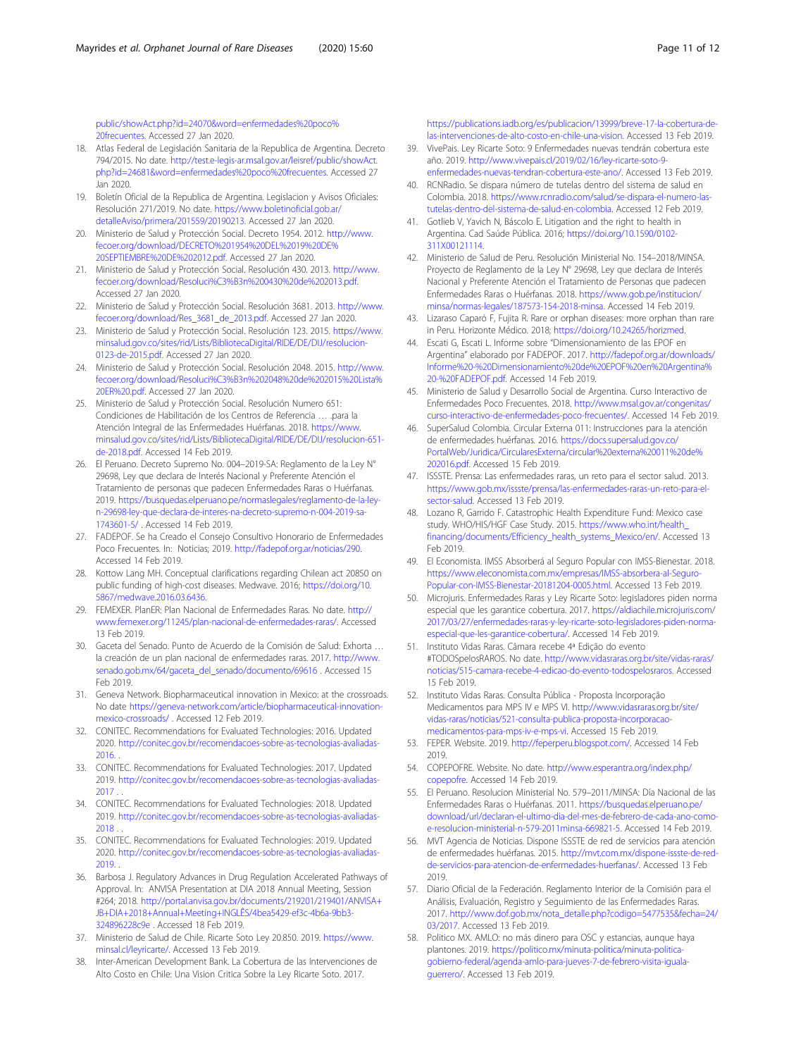public/showAct.php?id=24070&word=enfermedades%20poco%20frecuentes. Accessed 27 Jan 2020.

18. Atlas Federal de Legislación Sanitaria de la Republica de Argentina. Decreto 794/2015. No date. http://test.e-legis-ar.msal.gov.ar/leisref/public/showAct.php?id=24681&word=enfermedades%20poco%20frecuentes. Accessed 27 Jan 2020.
19. Boletín Oficial de la Republica de Argentina. Legislacion y Avisos Oficiales: Resolución 271/2019. No date. https://www.boletinoficial.gob.ar/detalleAviso/primera/201559/20190213. Accessed 27 Jan 2020.
20. Ministerio de Salud y Protección Social. Decreto 1954. 2012. http://www.fecoer.org/download/DECRETO%201954%20DEL%2019%20DE%20SEPTIEMBRE%20DE%202012.pdf. Accessed 27 Jan 2020.
21. Ministerio de Salud y Protección Social. Resolución 430. 2013. http://www.fecoer.org/download/Resoluci%C3%B3n%200430%20de%202013.pdf. Accessed 27 Jan 2020.
22. Ministerio de Salud y Protección Social. Resolución 3681. 2013. http://www.fecoer.org/download/Res_3681_de_2013.pdf. Accessed 27 Jan 2020.
23. Ministerio de Salud y Protección Social. Resolución 123. 2015. https://www.minsalud.gov.co/sites/rid/Lists/BibliotecaDigital/RIDE/DE/DIJ/resolucion-0123-de-2015.pdf. Accessed 27 Jan 2020.
24. Ministerio de Salud y Protección Social. Resolución 2048. 2015. http://www.fecoer.org/download/Resoluci%C3%B3n%202048%20de%202015%20Lista%20ER%20.pdf. Accessed 27 Jan 2020.
25. Ministerio de Salud y Protección Social. Resolución Numero 651: Condiciones de Habilitación de los Centros de Referencia … .para la Atención Integral de las Enfermedades Huérfanas. 2018. https://www.minsalud.gov.co/sites/rid/Lists/BibliotecaDigital/RIDE/DE/DIJ/resolucion-651-de-2018.pdf. Accessed 14 Feb 2019.
26. El Peruano. Decreto Supremo No. 004–2019-SA: Reglamento de la Ley N° 29698, Ley que declara de Interés Nacional y Preferente Atención el Tratamiento de personas que padecen Enfermedades Raras o Huérfanas. 2019. https://busquedas.elperuano.pe/normaslegales/reglamento-de-la-ley-n-29698-ley-que-declara-de-interes-na-decreto-supremo-n-004-2019-sa-1743601-5/ . Accessed 14 Feb 2019.
27. FADEPOF. Se ha Creado el Consejo Consultivo Honorario de Enfermedades Poco Frecuentes. In: Noticias; 2019. http://fadepof.org.ar/noticias/290. Accessed 14 Feb 2019.
28. Kottow Lang MH. Conceptual clarifications regarding Chilean act 20850 on public funding of high-cost diseases. Medwave. 2016; https://doi.org/10.5867/medwave.2016.03.6436.
29. FEMEXER. PlanER: Plan Nacional de Enfermedades Raras. No date. http://www.femexer.org/11245/plan-nacional-de-enfermedades-raras/. Accessed 13 Feb 2019.
30. Gaceta del Senado. Punto de Acuerdo de la Comisión de Salud: Exhorta … la creación de un plan nacional de enfermedades raras. 2017. http://www.senado.gob.mx/64/gaceta_del_senado/documento/69616 . Accessed 15 Feb 2019.
31. Geneva Network. Biopharmaceutical innovation in Mexico: at the crossroads. No date https://geneva-network.com/article/biopharmaceutical-innovation-mexico-crossroads/ . Accessed 12 Feb 2019.
32. CONITEC. Recommendations for Evaluated Technologies: 2016. Updated 2020. http://conitec.gov.br/recomendacoes-sobre-as-tecnologias-avaliadas-2016. .
33. CONITEC. Recommendations for Evaluated Technologies: 2017. Updated 2019. http://conitec.gov.br/recomendacoes-sobre-as-tecnologias-avaliadas-2017 . .
34. CONITEC. Recommendations for Evaluated Technologies: 2018. Updated 2019. http://conitec.gov.br/recomendacoes-sobre-as-tecnologias-avaliadas-2018 . .
35. CONITEC. Recommendations for Evaluated Technologies: 2019. Updated 2020. http://conitec.gov.br/recomendacoes-sobre-as-tecnologias-avaliadas-2019. .
36. Barbosa J. Regulatory Advances in Drug Regulation Accelerated Pathways of Approval. In: ANVISA Presentation at DIA 2018 Annual Meeting, Session #264; 2018. http://portal.anvisa.gov.br/documents/219201/219401/ANVISA+JB+DIA+2018+Annual+Meeting+INGLÊS/4bea5429-ef3c-4b6a-9bb3-324896228c9e . Accessed 18 Feb 2019.
37. Ministerio de Salud de Chile. Ricarte Soto Ley 20.850. 2019. https://www.minsal.cl/leyricarte/. Accessed 13 Feb 2019.
38. Inter-American Development Bank. La Cobertura de las Intervenciones de Alto Costo en Chile: Una Vision Critica Sobre la Ley Ricarte Soto. 2017. https://publications.iadb.org/es/publicacion/13999/breve-17-la-cobertura-de-las-intervenciones-de-alto-costo-en-chile-una-vision. Accessed 13 Feb 2019.
39. VivePais. Ley Ricarte Soto: 9 Enfermedades nuevas tendrán cobertura este año. 2019. http://www.vivepais.cl/2019/02/16/ley-ricarte-soto-9-enfermedades-nuevas-tendran-cobertura-este-ano/. Accessed 13 Feb 2019.
40. RCNRadio. Se dispara número de tutelas dentro del sistema de salud en Colombia. 2018. https://www.rcnradio.com/salud/se-dispara-el-numero-las-tutelas-dentro-del-sistema-de-salud-en-colombia. Accessed 12 Feb 2019.
41. Gotlieb V, Yavich N, Báscolo E. Litigation and the right to health in Argentina. Cad Saúde Pública. 2016; https://doi.org/10.1590/0102-311X00121114.
42. Ministerio de Salud de Peru. Resolución Ministerial No. 154–2018/MINSA. Proyecto de Reglamento de la Ley N° 29698, Ley que declara de Interés Nacional y Preferente Atención el Tratamiento de Personas que padecen Enfermedades Raras o Huérfanas. 2018. https://www.gob.pe/institucion/minsa/normas-legales/187573-154-2018-minsa. Accessed 14 Feb 2019.
43. Lizaraso Caparó F, Fujita R. Rare or orphan diseases: more orphan than rare in Peru. Horizonte Médico. 2018; https://doi.org/10.24265/horizmed.
44. Escati G, Escati L. Informe sobre "Dimensionamiento de las EPOF en Argentina" elaborado por FADEPOF. 2017. http://fadepof.org.ar/downloads/Informe%20-%20Dimensionamiento%20de%20EPOF%20en%20Argentina%20-%20FADEPOF.pdf. Accessed 14 Feb 2019.
45. Ministerio de Salud y Desarrollo Social de Argentina. Curso Interactivo de Enfermedades Poco Frecuentes. 2018. http://www.msal.gov.ar/congenitas/curso-interactivo-de-enfermedades-poco-frecuentes/. Accessed 14 Feb 2019.
46. SuperSalud Colombia. Circular Externa 011: Instrucciones para la atención de enfermedades huérfanas. 2016. https://docs.supersalud.gov.co/PortalWeb/Juridica/CircularesExterna/circular%20externa%20011%20de%202016.pdf. Accessed 15 Feb 2019.
47. ISSSTE. Prensa: Las enfermedades raras, un reto para el sector salud. 2013. https://www.gob.mx/issste/prensa/las-enfermedades-raras-un-reto-para-el-sector-salud. Accessed 13 Feb 2019.
48. Lozano R, Garrido F. Catastrophic Health Expenditure Fund: Mexico case study. WHO/HIS/HGF Case Study. 2015. https://www.who.int/health_financing/documents/Efficiency_health_systems_Mexico/en/. Accessed 13 Feb 2019.
49. El Economista. IMSS Absorberá al Seguro Popular con IMSS-Bienestar. 2018. https://www.eleconomista.com.mx/empresas/IMSS-absorbera-al-Seguro-Popular-con-IMSS-Bienestar-20181204-0005.html. Accessed 13 Feb 2019.
50. Microjuris. Enfermedades Raras y Ley Ricarte Soto: legisladores piden norma especial que les garantice cobertura. 2017. https://aldiachile.microjuris.com/2017/03/27/enfermedades-raras-y-ley-ricarte-soto-legisladores-piden-norma-especial-que-les-garantice-cobertura/. Accessed 14 Feb 2019.
51. Instituto Vidas Raras. Câmara recebe 4ª Edição do evento #TODOSpelosRAROS. No date. http://www.vidasraras.org.br/site/vidas-raras/noticias/515-camara-recebe-4-edicao-do-evento-todospelosraros. Accessed 15 Feb 2019.
52. Instituto Vidas Raras. Consulta Pública - Proposta Incorporação Medicamentos para MPS IV e MPS VI. http://www.vidasraras.org.br/site/vidas-raras/noticias/521-consulta-publica-proposta-incorporacao-medicamentos-para-mps-iv-e-mps-vi. Accessed 15 Feb 2019.
53. FEPER. Website. 2019. http://feperperu.blogspot.com/. Accessed 14 Feb 2019.
54. COPEPOFRE. Website. No date. http://www.esperantra.org/index.php/copepofre. Accessed 14 Feb 2019.
55. El Peruano. Resolucion Ministerial No. 579–2011/MINSA: Día Nacional de las Enfermedades Raras o Huérfanas. 2011. https://busquedas.elperuano.pe/download/url/declaran-el-ultimo-dia-del-mes-de-febrero-de-cada-ano-como-e-resolucion-ministerial-n-579-2011minsa-669821-5. Accessed 14 Feb 2019.
56. MVT Agencia de Noticias. Dispone ISSSTE de red de servicios para atención de enfermedades huérfanas. 2015. http://mvt.com.mx/dispone-issste-de-red-de-servicios-para-atencion-de-enfermedades-huerfanas/. Accessed 13 Feb 2019.
57. Diario Oficial de la Federación. Reglamento Interior de la Comisión para el Análisis, Evaluación, Registro y Seguimiento de las Enfermedades Raras. 2017. http://www.dof.gob.mx/nota_detalle.php?codigo=5477535&fecha=24/03/2017. Accessed 13 Feb 2019.
58. Politico MX. AMLO: no más dinero para OSC y estancias, aunque haya plantones. 2019. https://politico.mx/minuta/minuta-politica-gobierno-federal/agenda-amlo-para-jueves-7-de-febrero-visita-iguala-guerrero/. Accessed 13 Feb 2019.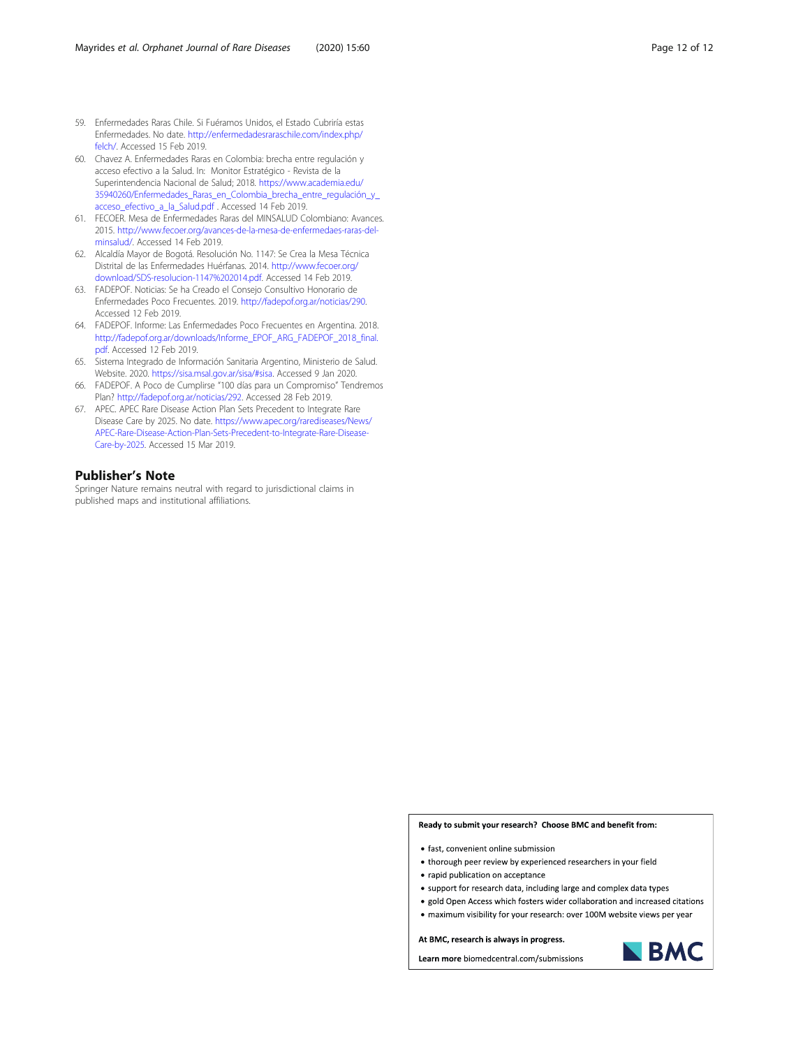59. Enfermedades Raras Chile. Si Fuéramos Unidos, el Estado Cubriría estas Enfermedades. No date. http://enfermedadesraraschile.com/index.php/felch/. Accessed 15 Feb 2019.
60. Chavez A. Enfermedades Raras en Colombia: brecha entre regulación y acceso efectivo a la Salud. In: Monitor Estratégico - Revista de la Superintendencia Nacional de Salud; 2018. https://www.academia.edu/35940260/Enfermedades_Raras_en_Colombia_brecha_entre_regulación_y_acceso_efectivo_a_la_Salud.pdf . Accessed 14 Feb 2019.
61. FECOER. Mesa de Enfermedades Raras del MINSALUD Colombiano: Avances. 2015. http://www.fecoer.org/avances-de-la-mesa-de-enfermedaes-raras-del-minsalud/. Accessed 14 Feb 2019.
62. Alcaldía Mayor de Bogotá. Resolución No. 1147: Se Crea la Mesa Técnica Distrital de las Enfermedades Huérfanas. 2014. http://www.fecoer.org/download/SDS-resolucion-1147%202014.pdf. Accessed 14 Feb 2019.
63. FADEPOF. Noticias: Se ha Creado el Consejo Consultivo Honorario de Enfermedades Poco Frecuentes. 2019. http://fadepof.org.ar/noticias/290. Accessed 12 Feb 2019.
64. FADEPOF. Informe: Las Enfermedades Poco Frecuentes en Argentina. 2018. http://fadepof.org.ar/downloads/Informe_EPOF_ARG_FADEPOF_2018_final.pdf. Accessed 12 Feb 2019.
65. Sistema Integrado de Información Sanitaria Argentino, Ministerio de Salud. Website. 2020. https://sisa.msal.gov.ar/sisa/#sisa. Accessed 9 Jan 2020.
66. FADEPOF. A Poco de Cumplirse "100 días para un Compromiso" Tendremos Plan? http://fadepof.org.ar/noticias/292. Accessed 28 Feb 2019.
67. APEC. APEC Rare Disease Action Plan Sets Precedent to Integrate Rare Disease Care by 2025. No date. https://www.apec.org/rarediseases/News/APEC-Rare-Disease-Action-Plan-Sets-Precedent-to-Integrate-Rare-Disease-Care-by-2025. Accessed 15 Mar 2019.

## Publisher's Note

Springer Nature remains neutral with regard to jurisdictional claims in published maps and institutional affiliations.